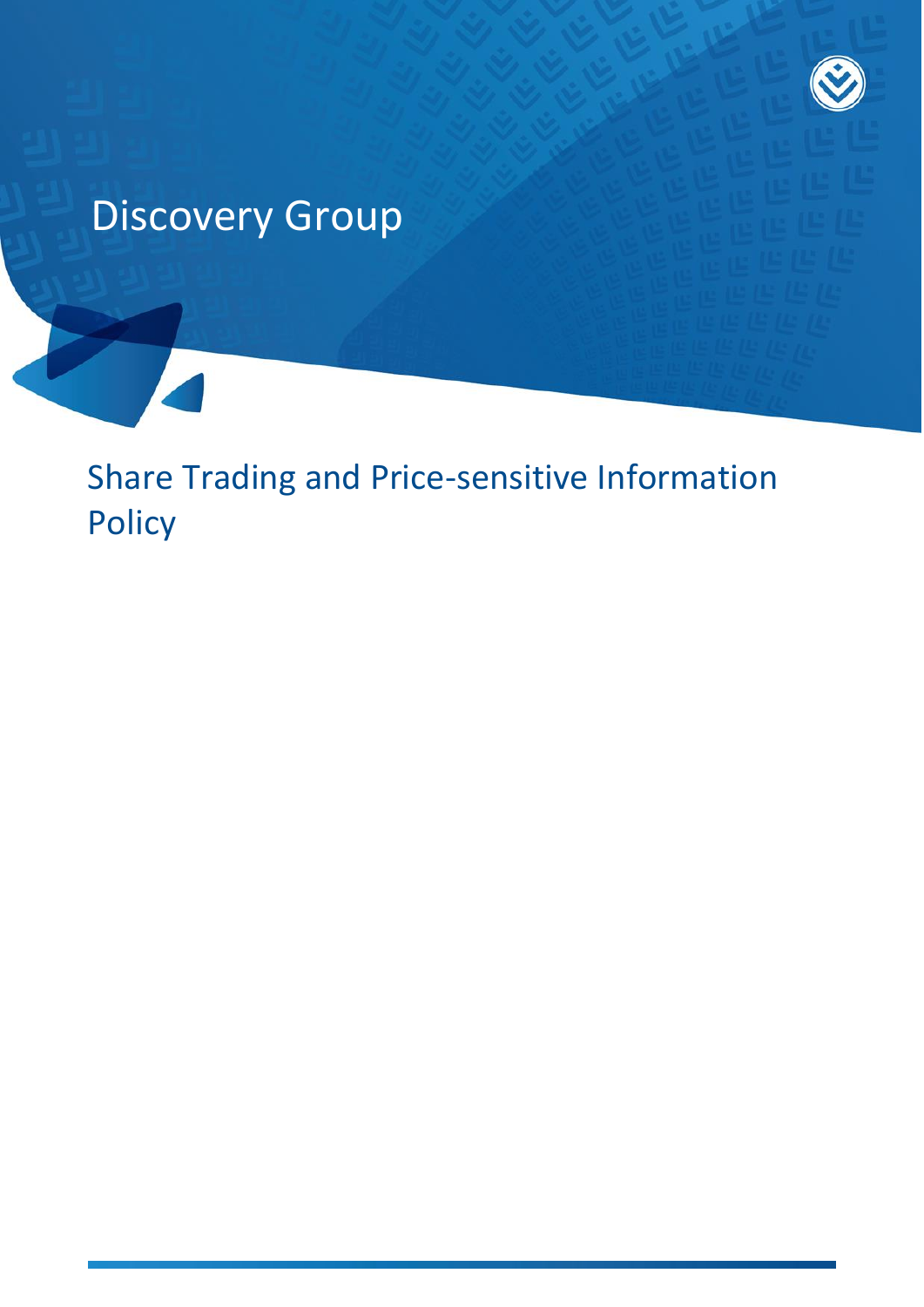# Discovery Group

## Share Trading and Price-sensitive Information Policy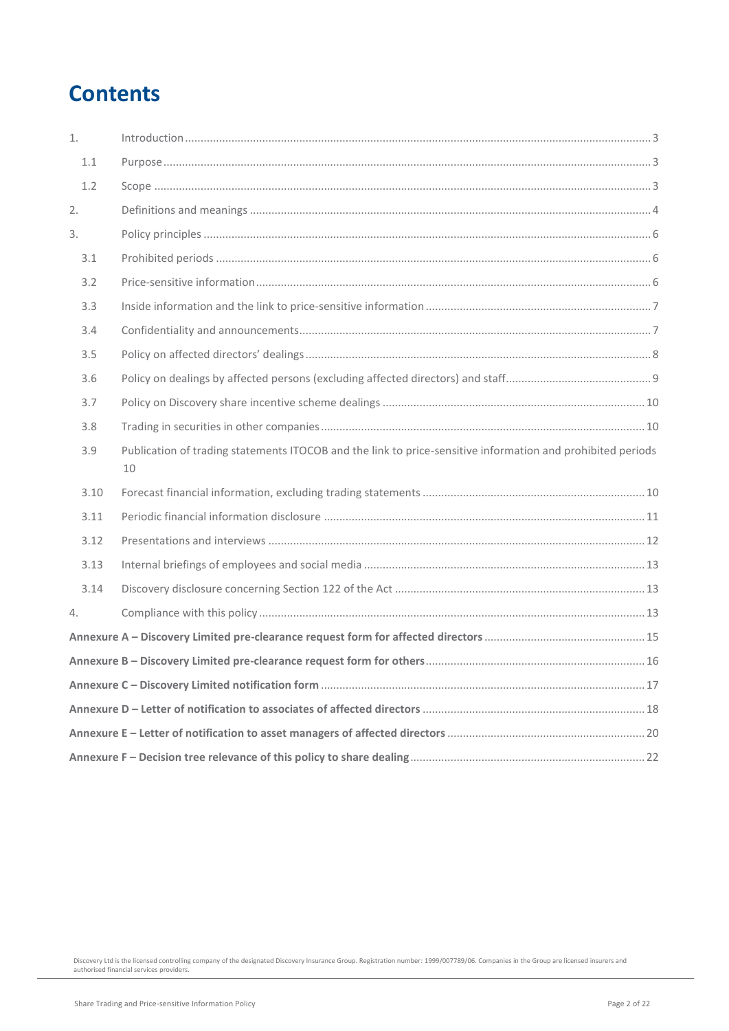# Contents

| | | |
|---|---|---|
| 1. | Introduction | 3 |
| 1.1 | Purpose | 3 |
| 1.2 | Scope | 3 |
| 2. | Definitions and meanings | 4 |
| 3. | Policy principles | 6 |
| 3.1 | Prohibited periods | 6 |
| 3.2 | Price-sensitive information | 6 |
| 3.3 | Inside information and the link to price-sensitive information | 7 |
| 3.4 | Confidentiality and announcements | 7 |
| 3.5 | Policy on affected directors' dealings | 8 |
| 3.6 | Policy on dealings by affected persons (excluding affected directors) and staff | 9 |
| 3.7 | Policy on Discovery share incentive scheme dealings | 10 |
| 3.8 | Trading in securities in other companies | 10 |
| 3.9 | Publication of trading statements ITOCOB and the link to price-sensitive information and prohibited periods | 10 |
| 3.10 | Forecast financial information, excluding trading statements | 10 |
| 3.11 | Periodic financial information disclosure | 11 |
| 3.12 | Presentations and interviews | 12 |
| 3.13 | Internal briefings of employees and social media | 13 |
| 3.14 | Discovery disclosure concerning Section 122 of the Act | 13 |
| 4. | Compliance with this policy | 13 |

**Annexure A – Discovery Limited pre-clearance request form for affected directors** ... 15

**Annexure B – Discovery Limited pre-clearance request form for others** ... 16

**Annexure C – Discovery Limited notification form** ... 17

**Annexure D – Letter of notification to associates of affected directors** ... 18

**Annexure E – Letter of notification to asset managers of affected directors** ... 20

**Annexure F – Decision tree relevance of this policy to share dealing** ... 22

Discovery Ltd is the licensed controlling company of the designated Discovery Insurance Group. Registration number: 1999/007789/06. Companies in the Group are licensed insurers and authorised financial services providers.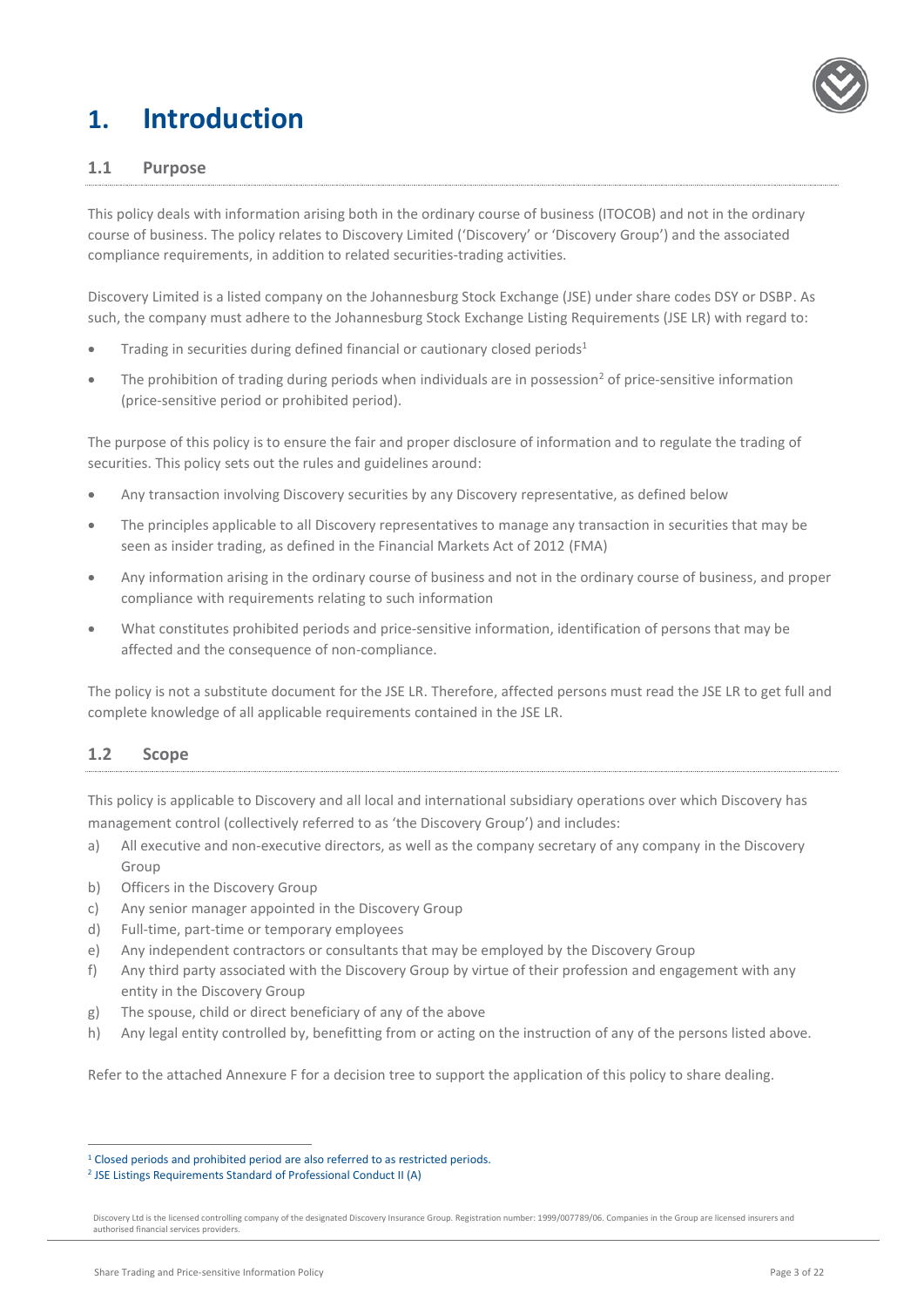# 1. Introduction

## 1.1 Purpose

This policy deals with information arising both in the ordinary course of business (ITOCOB) and not in the ordinary course of business. The policy relates to Discovery Limited ('Discovery' or 'Discovery Group') and the associated compliance requirements, in addition to related securities-trading activities.

Discovery Limited is a listed company on the Johannesburg Stock Exchange (JSE) under share codes DSY or DSBP. As such, the company must adhere to the Johannesburg Stock Exchange Listing Requirements (JSE LR) with regard to:

- Trading in securities during defined financial or cautionary closed periods[1]
- The prohibition of trading during periods when individuals are in possession[2] of price-sensitive information (price-sensitive period or prohibited period).

The purpose of this policy is to ensure the fair and proper disclosure of information and to regulate the trading of securities. This policy sets out the rules and guidelines around:

- Any transaction involving Discovery securities by any Discovery representative, as defined below
- The principles applicable to all Discovery representatives to manage any transaction in securities that may be seen as insider trading, as defined in the Financial Markets Act of 2012 (FMA)
- Any information arising in the ordinary course of business and not in the ordinary course of business, and proper compliance with requirements relating to such information
- What constitutes prohibited periods and price-sensitive information, identification of persons that may be affected and the consequence of non-compliance.

The policy is not a substitute document for the JSE LR. Therefore, affected persons must read the JSE LR to get full and complete knowledge of all applicable requirements contained in the JSE LR.

## 1.2 Scope

This policy is applicable to Discovery and all local and international subsidiary operations over which Discovery has management control (collectively referred to as 'the Discovery Group') and includes:

a) All executive and non-executive directors, as well as the company secretary of any company in the Discovery Group
b) Officers in the Discovery Group
c) Any senior manager appointed in the Discovery Group
d) Full-time, part-time or temporary employees
e) Any independent contractors or consultants that may be employed by the Discovery Group
f) Any third party associated with the Discovery Group by virtue of their profession and engagement with any entity in the Discovery Group
g) The spouse, child or direct beneficiary of any of the above
h) Any legal entity controlled by, benefitting from or acting on the instruction of any of the persons listed above.

Refer to the attached Annexure F for a decision tree to support the application of this policy to share dealing.

---

[1] Closed periods and prohibited period are also referred to as restricted periods.

[2] JSE Listings Requirements Standard of Professional Conduct II (A)

Discovery Ltd is the licensed controlling company of the designated Discovery Insurance Group. Registration number: 1999/007789/06. Companies in the Group are licensed insurers and authorised financial services providers.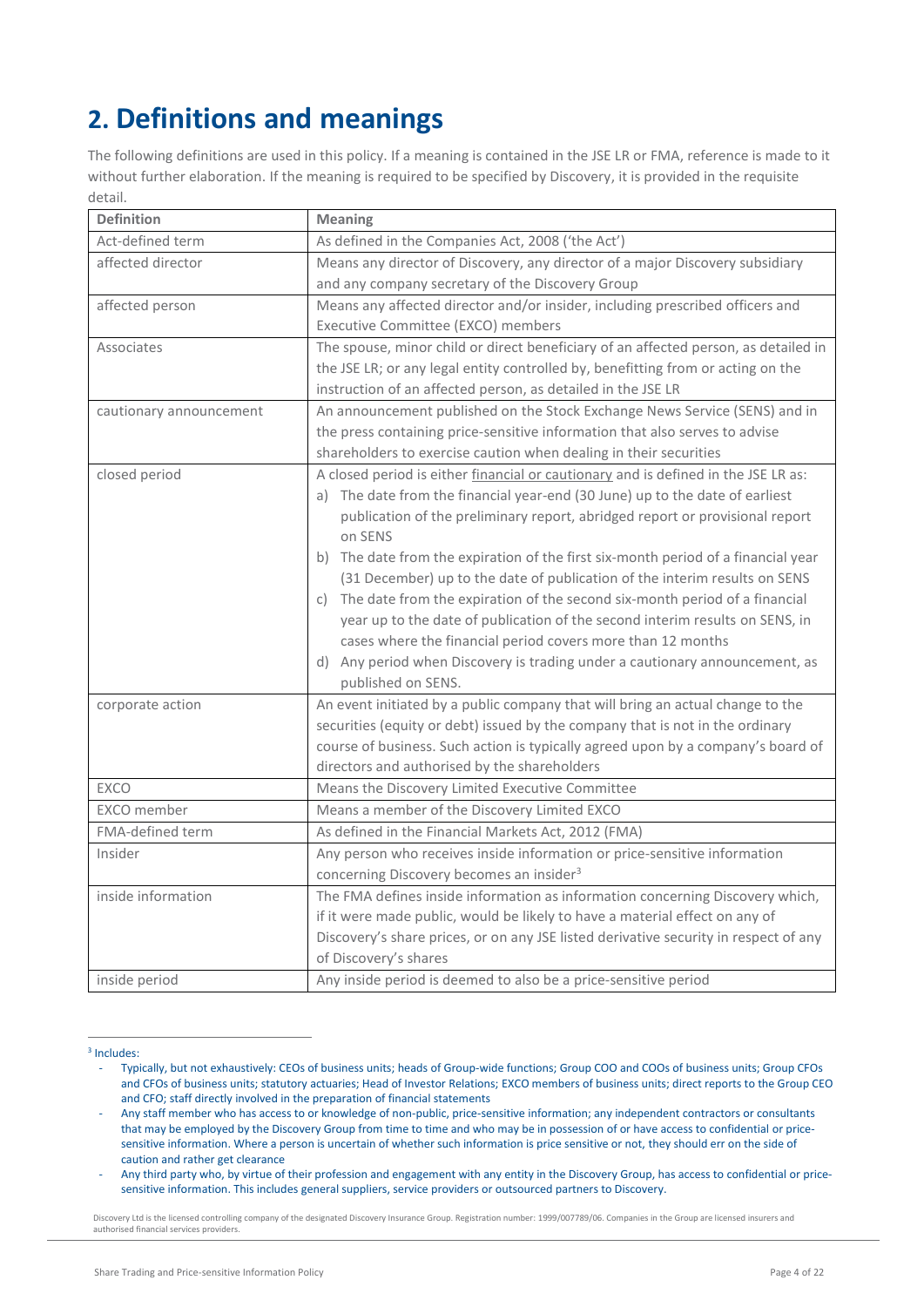# 2. Definitions and meanings

The following definitions are used in this policy. If a meaning is contained in the JSE LR or FMA, reference is made to it without further elaboration. If the meaning is required to be specified by Discovery, it is provided in the requisite detail.

| Definition | Meaning |
|---|---|
| Act-defined term | As defined in the Companies Act, 2008 ('the Act') |
| affected director | Means any director of Discovery, any director of a major Discovery subsidiary and any company secretary of the Discovery Group |
| affected person | Means any affected director and/or insider, including prescribed officers and Executive Committee (EXCO) members |
| Associates | The spouse, minor child or direct beneficiary of an affected person, as detailed in the JSE LR; or any legal entity controlled by, benefitting from or acting on the instruction of an affected person, as detailed in the JSE LR |
| cautionary announcement | An announcement published on the Stock Exchange News Service (SENS) and in the press containing price-sensitive information that also serves to advise shareholders to exercise caution when dealing in their securities |
| closed period | A closed period is either financial or cautionary and is defined in the JSE LR as: a) The date from the financial year-end (30 June) up to the date of earliest publication of the preliminary report, abridged report or provisional report on SENS b) The date from the expiration of the first six-month period of a financial year (31 December) up to the date of publication of the interim results on SENS c) The date from the expiration of the second six-month period of a financial year up to the date of publication of the second interim results on SENS, in cases where the financial period covers more than 12 months d) Any period when Discovery is trading under a cautionary announcement, as published on SENS. |
| corporate action | An event initiated by a public company that will bring an actual change to the securities (equity or debt) issued by the company that is not in the ordinary course of business. Such action is typically agreed upon by a company's board of directors and authorised by the shareholders |
| EXCO | Means the Discovery Limited Executive Committee |
| EXCO member | Means a member of the Discovery Limited EXCO |
| FMA-defined term | As defined in the Financial Markets Act, 2012 (FMA) |
| Insider | Any person who receives inside information or price-sensitive information concerning Discovery becomes an insider[3] |
| inside information | The FMA defines inside information as information concerning Discovery which, if it were made public, would be likely to have a material effect on any of Discovery's share prices, or on any JSE listed derivative security in respect of any of Discovery's shares |
| inside period | Any inside period is deemed to also be a price-sensitive period |

[3] Includes:

- Typically, but not exhaustively: CEOs of business units; heads of Group-wide functions; Group COO and COOs of business units; Group CFOs and CFOs of business units; statutory actuaries; Head of Investor Relations; EXCO members of business units; direct reports to the Group CEO and CFO; staff directly involved in the preparation of financial statements
- Any staff member who has access to or knowledge of non-public, price-sensitive information; any independent contractors or consultants that may be employed by the Discovery Group from time to time and who may be in possession of or have access to confidential or price-sensitive information. Where a person is uncertain of whether such information is price sensitive or not, they should err on the side of caution and rather get clearance
- Any third party who, by virtue of their profession and engagement with any entity in the Discovery Group, has access to confidential or price-sensitive information. This includes general suppliers, service providers or outsourced partners to Discovery.

Discovery Ltd is the licensed controlling company of the designated Discovery Insurance Group. Registration number: 1999/007789/06. Companies in the Group are licensed insurers and authorised financial services providers.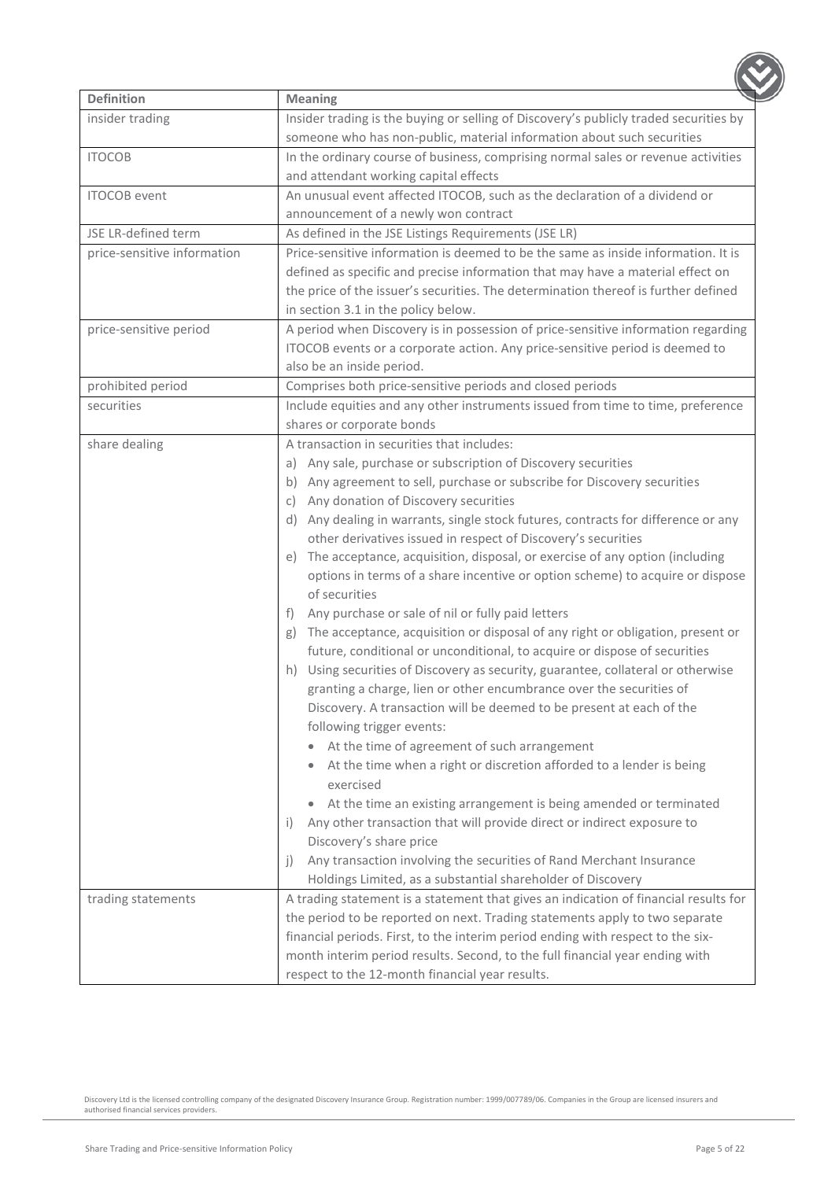| Definition | Meaning |
|---|---|
| insider trading | Insider trading is the buying or selling of Discovery's publicly traded securities by someone who has non-public, material information about such securities |
| ITOCOB | In the ordinary course of business, comprising normal sales or revenue activities and attendant working capital effects |
| ITOCOB event | An unusual event affected ITOCOB, such as the declaration of a dividend or announcement of a newly won contract |
| JSE LR-defined term | As defined in the JSE Listings Requirements (JSE LR) |
| price-sensitive information | Price-sensitive information is deemed to be the same as inside information. It is defined as specific and precise information that may have a material effect on the price of the issuer's securities. The determination thereof is further defined in section 3.1 in the policy below. |
| price-sensitive period | A period when Discovery is in possession of price-sensitive information regarding ITOCOB events or a corporate action. Any price-sensitive period is deemed to also be an inside period. |
| prohibited period | Comprises both price-sensitive periods and closed periods |
| securities | Include equities and any other instruments issued from time to time, preference shares or corporate bonds |
| share dealing | A transaction in securities that includes:<br>a) Any sale, purchase or subscription of Discovery securities<br>b) Any agreement to sell, purchase or subscribe for Discovery securities<br>c) Any donation of Discovery securities<br>d) Any dealing in warrants, single stock futures, contracts for difference or any other derivatives issued in respect of Discovery's securities<br>e) The acceptance, acquisition, disposal, or exercise of any option (including options in terms of a share incentive or option scheme) to acquire or dispose of securities<br>f) Any purchase or sale of nil or fully paid letters<br>g) The acceptance, acquisition or disposal of any right or obligation, present or future, conditional or unconditional, to acquire or dispose of securities<br>h) Using securities of Discovery as security, guarantee, collateral or otherwise granting a charge, lien or other encumbrance over the securities of Discovery. A transaction will be deemed to be present at each of the following trigger events:<br>• At the time of agreement of such arrangement<br>• At the time when a right or discretion afforded to a lender is being exercised<br>• At the time an existing arrangement is being amended or terminated<br>i) Any other transaction that will provide direct or indirect exposure to Discovery's share price<br>j) Any transaction involving the securities of Rand Merchant Insurance Holdings Limited, as a substantial shareholder of Discovery |
| trading statements | A trading statement is a statement that gives an indication of financial results for the period to be reported on next. Trading statements apply to two separate financial periods. First, to the interim period ending with respect to the six-month interim period results. Second, to the full financial year ending with respect to the 12-month financial year results. |

Discovery Ltd is the licensed controlling company of the designated Discovery Insurance Group. Registration number: 1999/007789/06. Companies in the Group are licensed insurers and authorised financial services providers.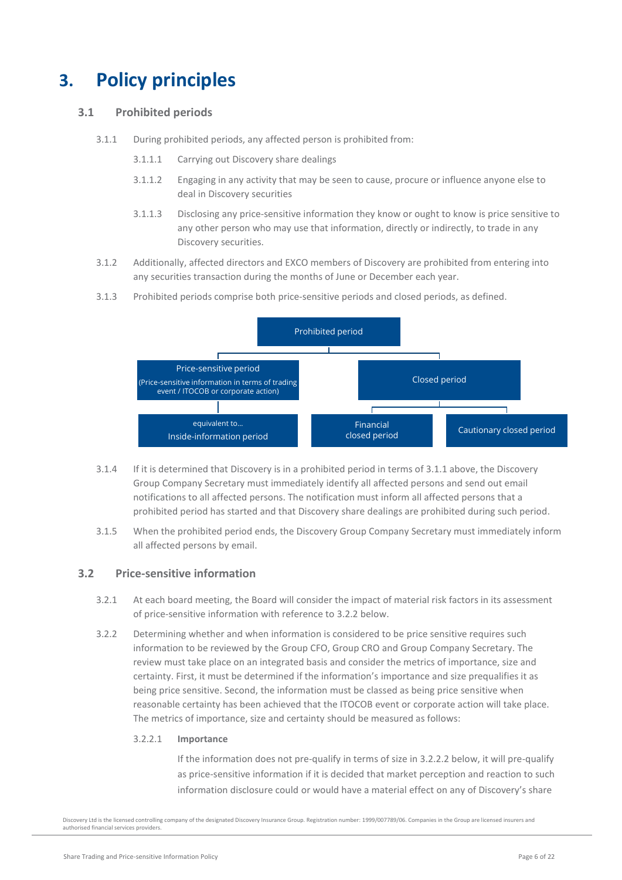# 3. Policy principles

## 3.1 Prohibited periods

3.1.1 During prohibited periods, any affected person is prohibited from:

3.1.1.1 Carrying out Discovery share dealings

3.1.1.2 Engaging in any activity that may be seen to cause, procure or influence anyone else to deal in Discovery securities

3.1.1.3 Disclosing any price-sensitive information they know or ought to know is price sensitive to any other person who may use that information, directly or indirectly, to trade in any Discovery securities.

3.1.2 Additionally, affected directors and EXCO members of Discovery are prohibited from entering into any securities transaction during the months of June or December each year.

3.1.3 Prohibited periods comprise both price-sensitive periods and closed periods, as defined.

- Prohibited period
  - Price-sensitive period (Price-sensitive information in terms of trading event / ITOCOB or corporate action)
    - equivalent to… Inside-information period
  - Closed period
    - Financial closed period
    - Cautionary closed period

3.1.4 If it is determined that Discovery is in a prohibited period in terms of 3.1.1 above, the Discovery Group Company Secretary must immediately identify all affected persons and send out email notifications to all affected persons. The notification must inform all affected persons that a prohibited period has started and that Discovery share dealings are prohibited during such period.

3.1.5 When the prohibited period ends, the Discovery Group Company Secretary must immediately inform all affected persons by email.

## 3.2 Price-sensitive information

3.2.1 At each board meeting, the Board will consider the impact of material risk factors in its assessment of price-sensitive information with reference to 3.2.2 below.

3.2.2 Determining whether and when information is considered to be price sensitive requires such information to be reviewed by the Group CFO, Group CRO and Group Company Secretary. The review must take place on an integrated basis and consider the metrics of importance, size and certainty. First, it must be determined if the information's importance and size prequalifies it as being price sensitive. Second, the information must be classed as being price sensitive when reasonable certainty has been achieved that the ITOCOB event or corporate action will take place. The metrics of importance, size and certainty should be measured as follows:

3.2.2.1 **Importance**

If the information does not pre-qualify in terms of size in 3.2.2.2 below, it will pre-qualify as price-sensitive information if it is decided that market perception and reaction to such information disclosure could or would have a material effect on any of Discovery's share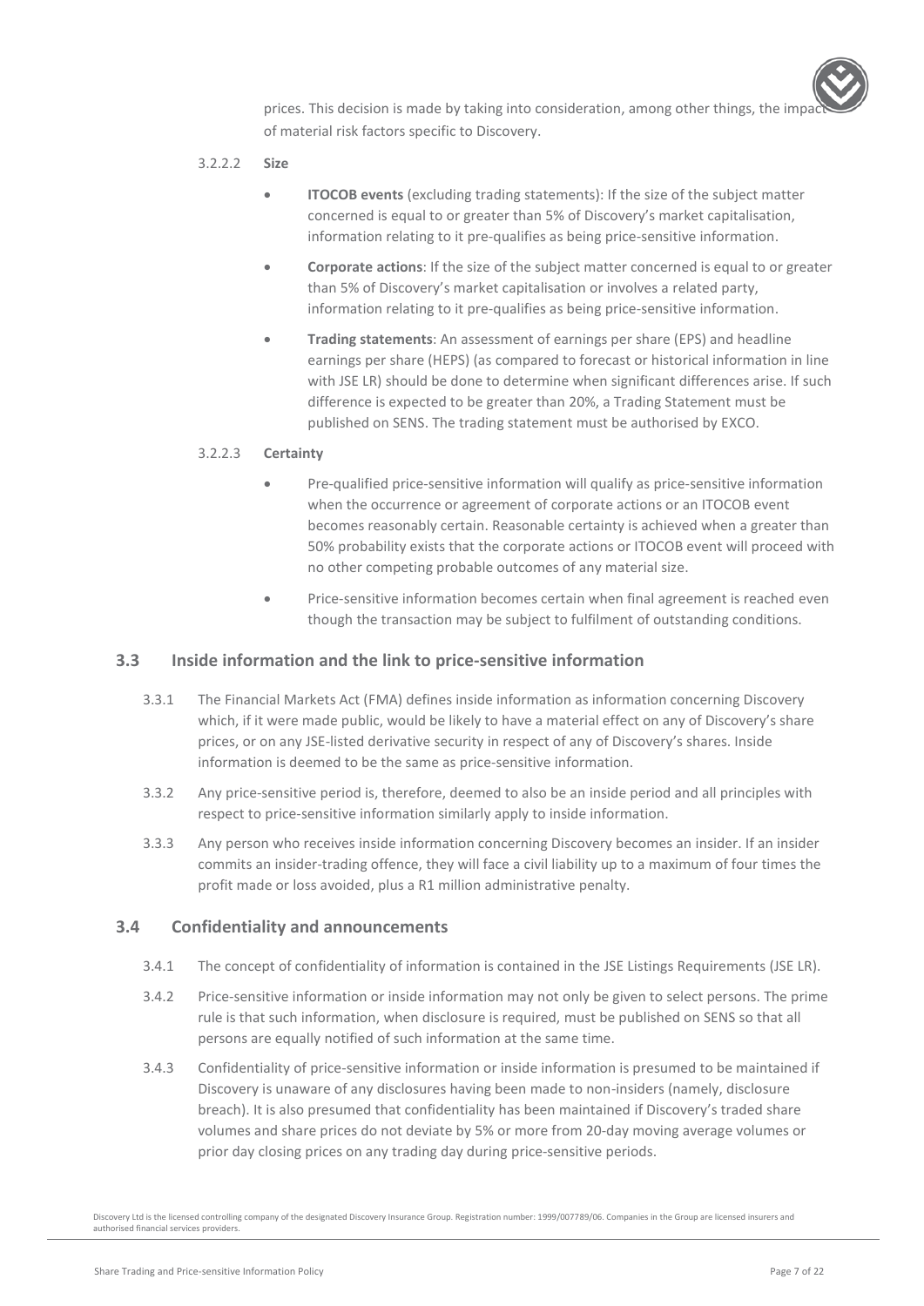prices. This decision is made by taking into consideration, among other things, the impact of material risk factors specific to Discovery.

3.2.2.2 **Size**

- **ITOCOB events** (excluding trading statements): If the size of the subject matter concerned is equal to or greater than 5% of Discovery's market capitalisation, information relating to it pre-qualifies as being price-sensitive information.
- **Corporate actions**: If the size of the subject matter concerned is equal to or greater than 5% of Discovery's market capitalisation or involves a related party, information relating to it pre-qualifies as being price-sensitive information.
- **Trading statements**: An assessment of earnings per share (EPS) and headline earnings per share (HEPS) (as compared to forecast or historical information in line with JSE LR) should be done to determine when significant differences arise. If such difference is expected to be greater than 20%, a Trading Statement must be published on SENS. The trading statement must be authorised by EXCO.

3.2.2.3 **Certainty**

- Pre-qualified price-sensitive information will qualify as price-sensitive information when the occurrence or agreement of corporate actions or an ITOCOB event becomes reasonably certain. Reasonable certainty is achieved when a greater than 50% probability exists that the corporate actions or ITOCOB event will proceed with no other competing probable outcomes of any material size.
- Price-sensitive information becomes certain when final agreement is reached even though the transaction may be subject to fulfilment of outstanding conditions.

## 3.3 Inside information and the link to price-sensitive information

3.3.1 The Financial Markets Act (FMA) defines inside information as information concerning Discovery which, if it were made public, would be likely to have a material effect on any of Discovery's share prices, or on any JSE-listed derivative security in respect of any of Discovery's shares. Inside information is deemed to be the same as price-sensitive information.

3.3.2 Any price-sensitive period is, therefore, deemed to also be an inside period and all principles with respect to price-sensitive information similarly apply to inside information.

3.3.3 Any person who receives inside information concerning Discovery becomes an insider. If an insider commits an insider-trading offence, they will face a civil liability up to a maximum of four times the profit made or loss avoided, plus a R1 million administrative penalty.

## 3.4 Confidentiality and announcements

3.4.1 The concept of confidentiality of information is contained in the JSE Listings Requirements (JSE LR).

3.4.2 Price-sensitive information or inside information may not only be given to select persons. The prime rule is that such information, when disclosure is required, must be published on SENS so that all persons are equally notified of such information at the same time.

3.4.3 Confidentiality of price-sensitive information or inside information is presumed to be maintained if Discovery is unaware of any disclosures having been made to non-insiders (namely, disclosure breach). It is also presumed that confidentiality has been maintained if Discovery's traded share volumes and share prices do not deviate by 5% or more from 20-day moving average volumes or prior day closing prices on any trading day during price-sensitive periods.

Discovery Ltd is the licensed controlling company of the designated Discovery Insurance Group. Registration number: 1999/007789/06. Companies in the Group are licensed insurers and authorised financial services providers.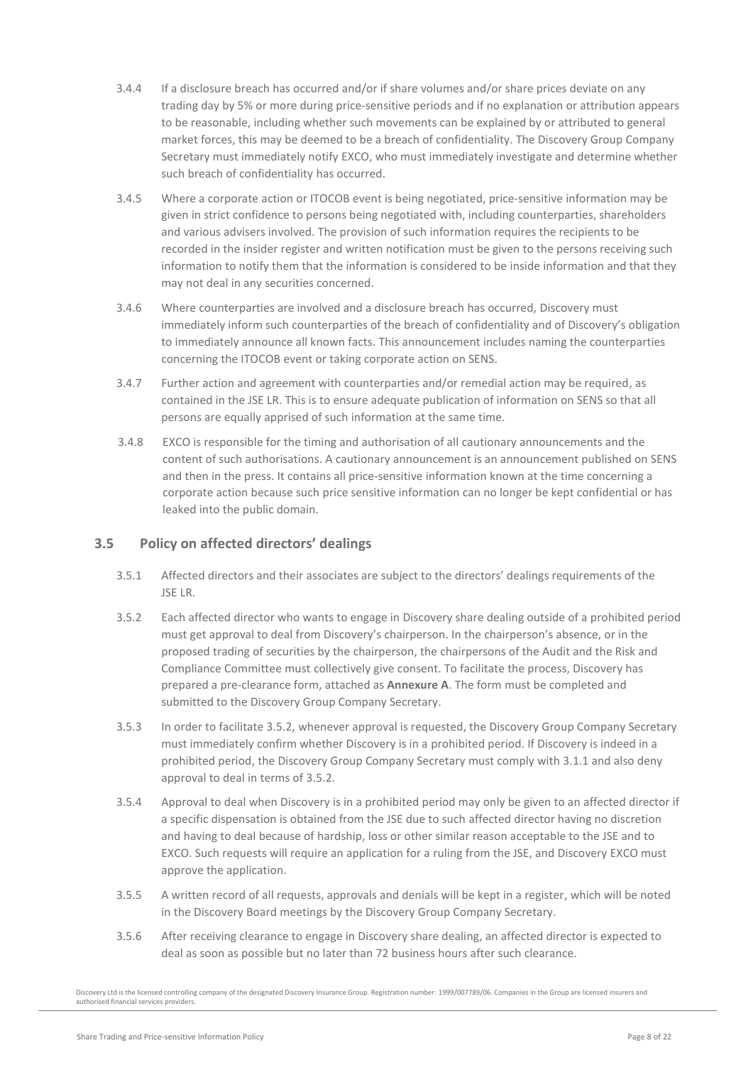3.4.4 If a disclosure breach has occurred and/or if share volumes and/or share prices deviate on any trading day by 5% or more during price-sensitive periods and if no explanation or attribution appears to be reasonable, including whether such movements can be explained by or attributed to general market forces, this may be deemed to be a breach of confidentiality. The Discovery Group Company Secretary must immediately notify EXCO, who must immediately investigate and determine whether such breach of confidentiality has occurred.

3.4.5 Where a corporate action or ITOCOB event is being negotiated, price-sensitive information may be given in strict confidence to persons being negotiated with, including counterparties, shareholders and various advisers involved. The provision of such information requires the recipients to be recorded in the insider register and written notification must be given to the persons receiving such information to notify them that the information is considered to be inside information and that they may not deal in any securities concerned.

3.4.6 Where counterparties are involved and a disclosure breach has occurred, Discovery must immediately inform such counterparties of the breach of confidentiality and of Discovery's obligation to immediately announce all known facts. This announcement includes naming the counterparties concerning the ITOCOB event or taking corporate action on SENS.

3.4.7 Further action and agreement with counterparties and/or remedial action may be required, as contained in the JSE LR. This is to ensure adequate publication of information on SENS so that all persons are equally apprised of such information at the same time.

3.4.8 EXCO is responsible for the timing and authorisation of all cautionary announcements and the content of such authorisations. A cautionary announcement is an announcement published on SENS and then in the press. It contains all price-sensitive information known at the time concerning a corporate action because such price sensitive information can no longer be kept confidential or has leaked into the public domain.

## 3.5 Policy on affected directors' dealings

3.5.1 Affected directors and their associates are subject to the directors' dealings requirements of the JSE LR.

3.5.2 Each affected director who wants to engage in Discovery share dealing outside of a prohibited period must get approval to deal from Discovery's chairperson. In the chairperson's absence, or in the proposed trading of securities by the chairperson, the chairpersons of the Audit and the Risk and Compliance Committee must collectively give consent. To facilitate the process, Discovery has prepared a pre-clearance form, attached as **Annexure A**. The form must be completed and submitted to the Discovery Group Company Secretary.

3.5.3 In order to facilitate 3.5.2, whenever approval is requested, the Discovery Group Company Secretary must immediately confirm whether Discovery is in a prohibited period. If Discovery is indeed in a prohibited period, the Discovery Group Company Secretary must comply with 3.1.1 and also deny approval to deal in terms of 3.5.2.

3.5.4 Approval to deal when Discovery is in a prohibited period may only be given to an affected director if a specific dispensation is obtained from the JSE due to such affected director having no discretion and having to deal because of hardship, loss or other similar reason acceptable to the JSE and to EXCO. Such requests will require an application for a ruling from the JSE, and Discovery EXCO must approve the application.

3.5.5 A written record of all requests, approvals and denials will be kept in a register, which will be noted in the Discovery Board meetings by the Discovery Group Company Secretary.

3.5.6 After receiving clearance to engage in Discovery share dealing, an affected director is expected to deal as soon as possible but no later than 72 business hours after such clearance.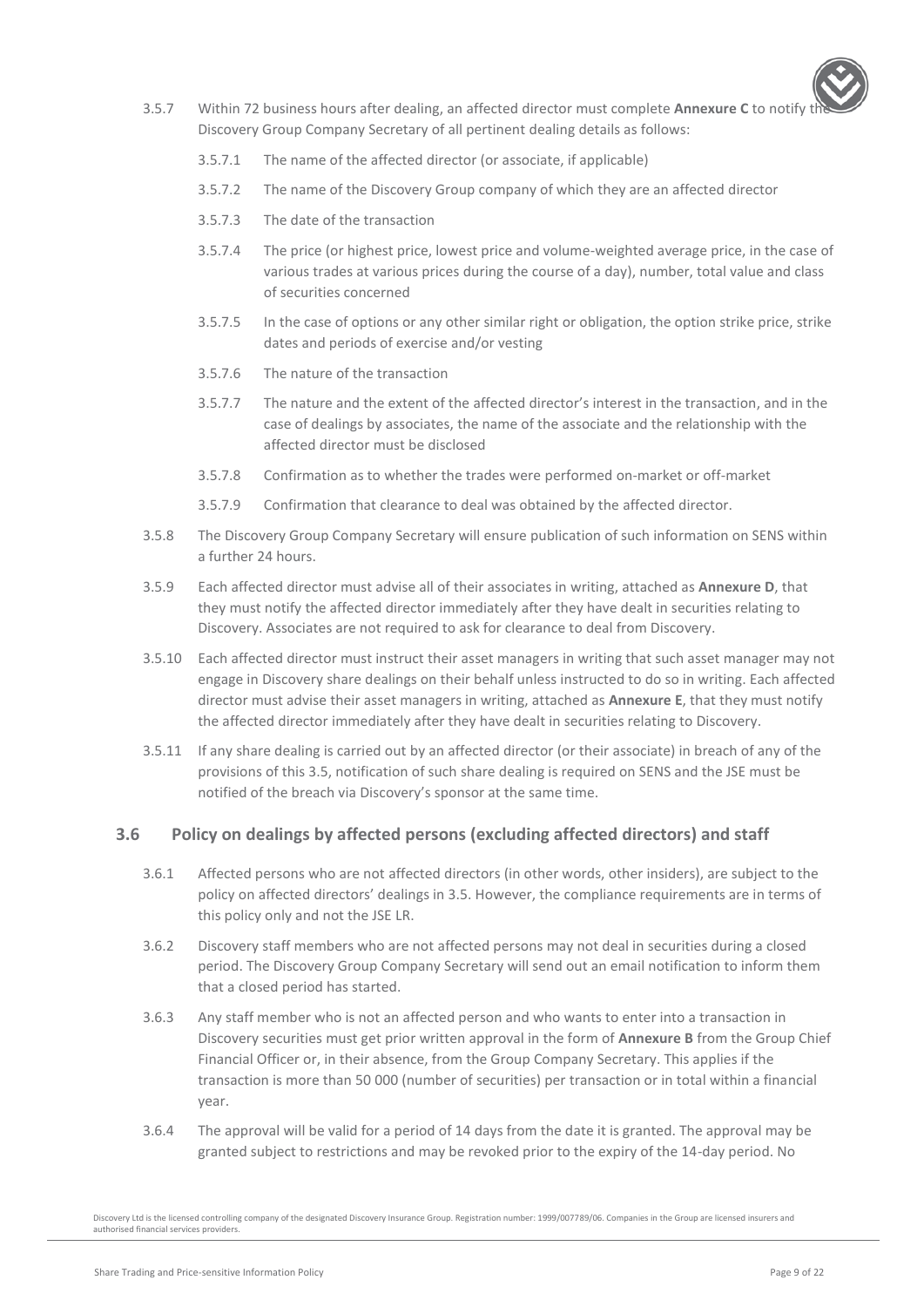3.5.7 Within 72 business hours after dealing, an affected director must complete **Annexure C** to notify the Discovery Group Company Secretary of all pertinent dealing details as follows:

3.5.7.1 The name of the affected director (or associate, if applicable)

3.5.7.2 The name of the Discovery Group company of which they are an affected director

3.5.7.3 The date of the transaction

3.5.7.4 The price (or highest price, lowest price and volume-weighted average price, in the case of various trades at various prices during the course of a day), number, total value and class of securities concerned

3.5.7.5 In the case of options or any other similar right or obligation, the option strike price, strike dates and periods of exercise and/or vesting

3.5.7.6 The nature of the transaction

3.5.7.7 The nature and the extent of the affected director's interest in the transaction, and in the case of dealings by associates, the name of the associate and the relationship with the affected director must be disclosed

3.5.7.8 Confirmation as to whether the trades were performed on-market or off-market

3.5.7.9 Confirmation that clearance to deal was obtained by the affected director.

3.5.8 The Discovery Group Company Secretary will ensure publication of such information on SENS within a further 24 hours.

3.5.9 Each affected director must advise all of their associates in writing, attached as **Annexure D**, that they must notify the affected director immediately after they have dealt in securities relating to Discovery. Associates are not required to ask for clearance to deal from Discovery.

3.5.10 Each affected director must instruct their asset managers in writing that such asset manager may not engage in Discovery share dealings on their behalf unless instructed to do so in writing. Each affected director must advise their asset managers in writing, attached as **Annexure E**, that they must notify the affected director immediately after they have dealt in securities relating to Discovery.

3.5.11 If any share dealing is carried out by an affected director (or their associate) in breach of any of the provisions of this 3.5, notification of such share dealing is required on SENS and the JSE must be notified of the breach via Discovery's sponsor at the same time.

### 3.6 Policy on dealings by affected persons (excluding affected directors) and staff

3.6.1 Affected persons who are not affected directors (in other words, other insiders), are subject to the policy on affected directors' dealings in 3.5. However, the compliance requirements are in terms of this policy only and not the JSE LR.

3.6.2 Discovery staff members who are not affected persons may not deal in securities during a closed period. The Discovery Group Company Secretary will send out an email notification to inform them that a closed period has started.

3.6.3 Any staff member who is not an affected person and who wants to enter into a transaction in Discovery securities must get prior written approval in the form of **Annexure B** from the Group Chief Financial Officer or, in their absence, from the Group Company Secretary. This applies if the transaction is more than 50 000 (number of securities) per transaction or in total within a financial year.

3.6.4 The approval will be valid for a period of 14 days from the date it is granted. The approval may be granted subject to restrictions and may be revoked prior to the expiry of the 14-day period. No

Discovery Ltd is the licensed controlling company of the designated Discovery Insurance Group. Registration number: 1999/007789/06. Companies in the Group are licensed insurers and authorised financial services providers.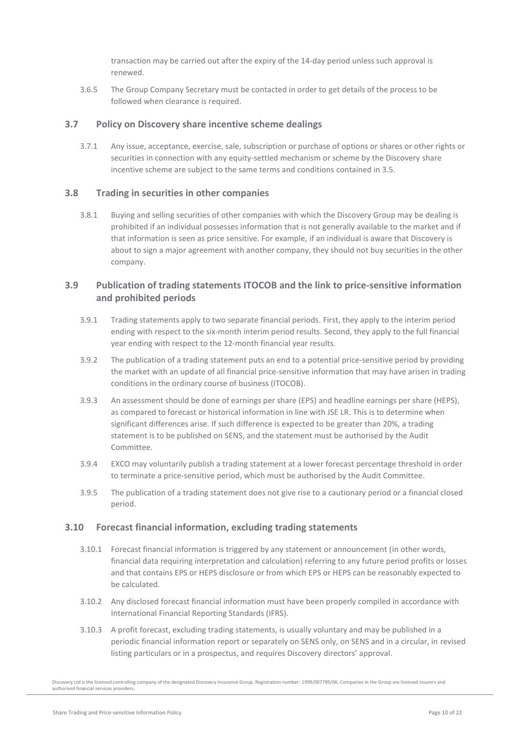transaction may be carried out after the expiry of the 14-day period unless such approval is renewed.

3.6.5 The Group Company Secretary must be contacted in order to get details of the process to be followed when clearance is required.

## 3.7 Policy on Discovery share incentive scheme dealings

3.7.1 Any issue, acceptance, exercise, sale, subscription or purchase of options or shares or other rights or securities in connection with any equity-settled mechanism or scheme by the Discovery share incentive scheme are subject to the same terms and conditions contained in 3.5.

## 3.8 Trading in securities in other companies

3.8.1 Buying and selling securities of other companies with which the Discovery Group may be dealing is prohibited if an individual possesses information that is not generally available to the market and if that information is seen as price sensitive. For example, if an individual is aware that Discovery is about to sign a major agreement with another company, they should not buy securities in the other company.

## 3.9 Publication of trading statements ITOCOB and the link to price-sensitive information and prohibited periods

3.9.1 Trading statements apply to two separate financial periods. First, they apply to the interim period ending with respect to the six-month interim period results. Second, they apply to the full financial year ending with respect to the 12-month financial year results.

3.9.2 The publication of a trading statement puts an end to a potential price-sensitive period by providing the market with an update of all financial price-sensitive information that may have arisen in trading conditions in the ordinary course of business (ITOCOB).

3.9.3 An assessment should be done of earnings per share (EPS) and headline earnings per share (HEPS), as compared to forecast or historical information in line with JSE LR. This is to determine when significant differences arise. If such difference is expected to be greater than 20%, a trading statement is to be published on SENS, and the statement must be authorised by the Audit Committee.

3.9.4 EXCO may voluntarily publish a trading statement at a lower forecast percentage threshold in order to terminate a price-sensitive period, which must be authorised by the Audit Committee.

3.9.5 The publication of a trading statement does not give rise to a cautionary period or a financial closed period.

## 3.10 Forecast financial information, excluding trading statements

3.10.1 Forecast financial information is triggered by any statement or announcement (in other words, financial data requiring interpretation and calculation) referring to any future period profits or losses and that contains EPS or HEPS disclosure or from which EPS or HEPS can be reasonably expected to be calculated.

3.10.2 Any disclosed forecast financial information must have been properly compiled in accordance with International Financial Reporting Standards (IFRS).

3.10.3 A profit forecast, excluding trading statements, is usually voluntary and may be published in a periodic financial information report or separately on SENS only, on SENS and in a circular, in revised listing particulars or in a prospectus, and requires Discovery directors' approval.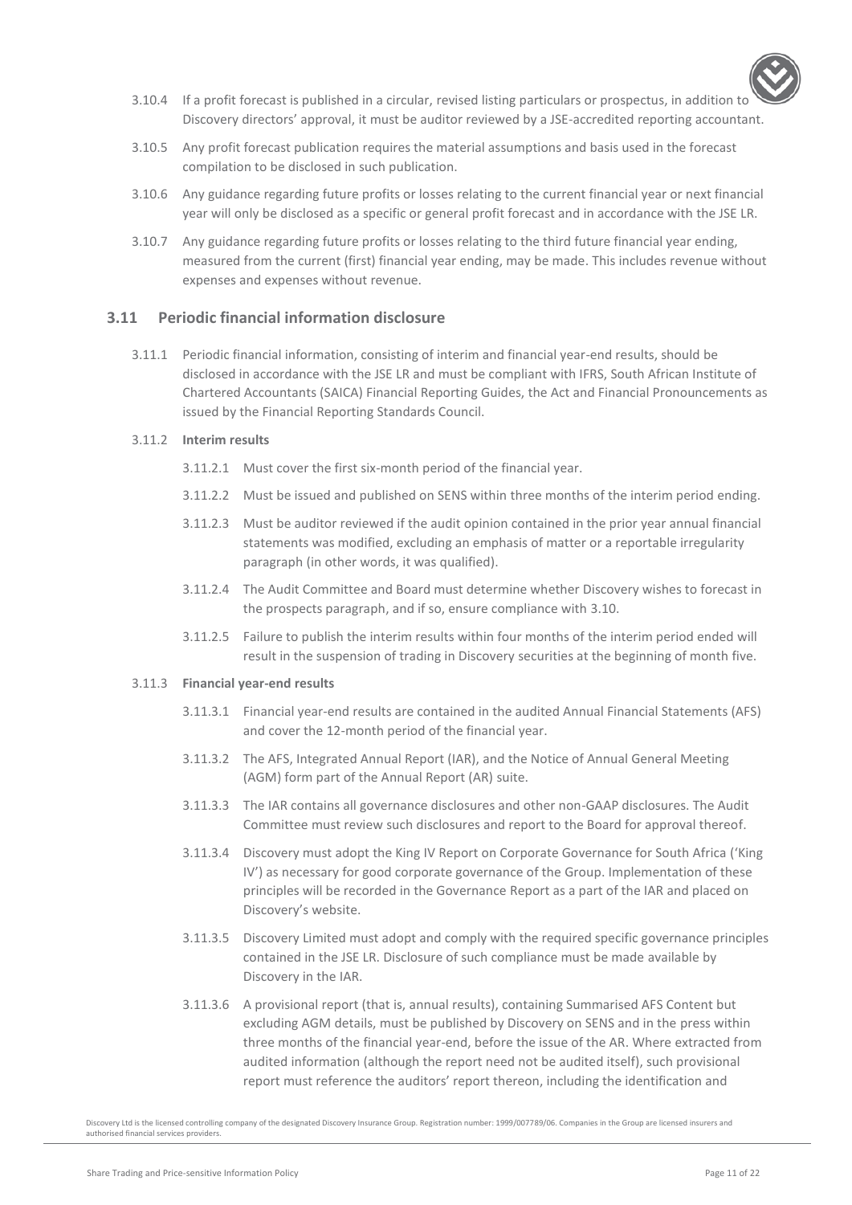3.10.4 If a profit forecast is published in a circular, revised listing particulars or prospectus, in addition to Discovery directors' approval, it must be auditor reviewed by a JSE-accredited reporting accountant.

3.10.5 Any profit forecast publication requires the material assumptions and basis used in the forecast compilation to be disclosed in such publication.

3.10.6 Any guidance regarding future profits or losses relating to the current financial year or next financial year will only be disclosed as a specific or general profit forecast and in accordance with the JSE LR.

3.10.7 Any guidance regarding future profits or losses relating to the third future financial year ending, measured from the current (first) financial year ending, may be made. This includes revenue without expenses and expenses without revenue.

## 3.11 Periodic financial information disclosure

3.11.1 Periodic financial information, consisting of interim and financial year-end results, should be disclosed in accordance with the JSE LR and must be compliant with IFRS, South African Institute of Chartered Accountants (SAICA) Financial Reporting Guides, the Act and Financial Pronouncements as issued by the Financial Reporting Standards Council.

3.11.2 **Interim results**

3.11.2.1 Must cover the first six-month period of the financial year.

3.11.2.2 Must be issued and published on SENS within three months of the interim period ending.

3.11.2.3 Must be auditor reviewed if the audit opinion contained in the prior year annual financial statements was modified, excluding an emphasis of matter or a reportable irregularity paragraph (in other words, it was qualified).

3.11.2.4 The Audit Committee and Board must determine whether Discovery wishes to forecast in the prospects paragraph, and if so, ensure compliance with 3.10.

3.11.2.5 Failure to publish the interim results within four months of the interim period ended will result in the suspension of trading in Discovery securities at the beginning of month five.

3.11.3 **Financial year-end results**

3.11.3.1 Financial year-end results are contained in the audited Annual Financial Statements (AFS) and cover the 12-month period of the financial year.

3.11.3.2 The AFS, Integrated Annual Report (IAR), and the Notice of Annual General Meeting (AGM) form part of the Annual Report (AR) suite.

3.11.3.3 The IAR contains all governance disclosures and other non-GAAP disclosures. The Audit Committee must review such disclosures and report to the Board for approval thereof.

3.11.3.4 Discovery must adopt the King IV Report on Corporate Governance for South Africa ('King IV') as necessary for good corporate governance of the Group. Implementation of these principles will be recorded in the Governance Report as a part of the IAR and placed on Discovery's website.

3.11.3.5 Discovery Limited must adopt and comply with the required specific governance principles contained in the JSE LR. Disclosure of such compliance must be made available by Discovery in the IAR.

3.11.3.6 A provisional report (that is, annual results), containing Summarised AFS Content but excluding AGM details, must be published by Discovery on SENS and in the press within three months of the financial year-end, before the issue of the AR. Where extracted from audited information (although the report need not be audited itself), such provisional report must reference the auditors' report thereon, including the identification and

Discovery Ltd is the licensed controlling company of the designated Discovery Insurance Group. Registration number: 1999/007789/06. Companies in the Group are licensed insurers and authorised financial services providers.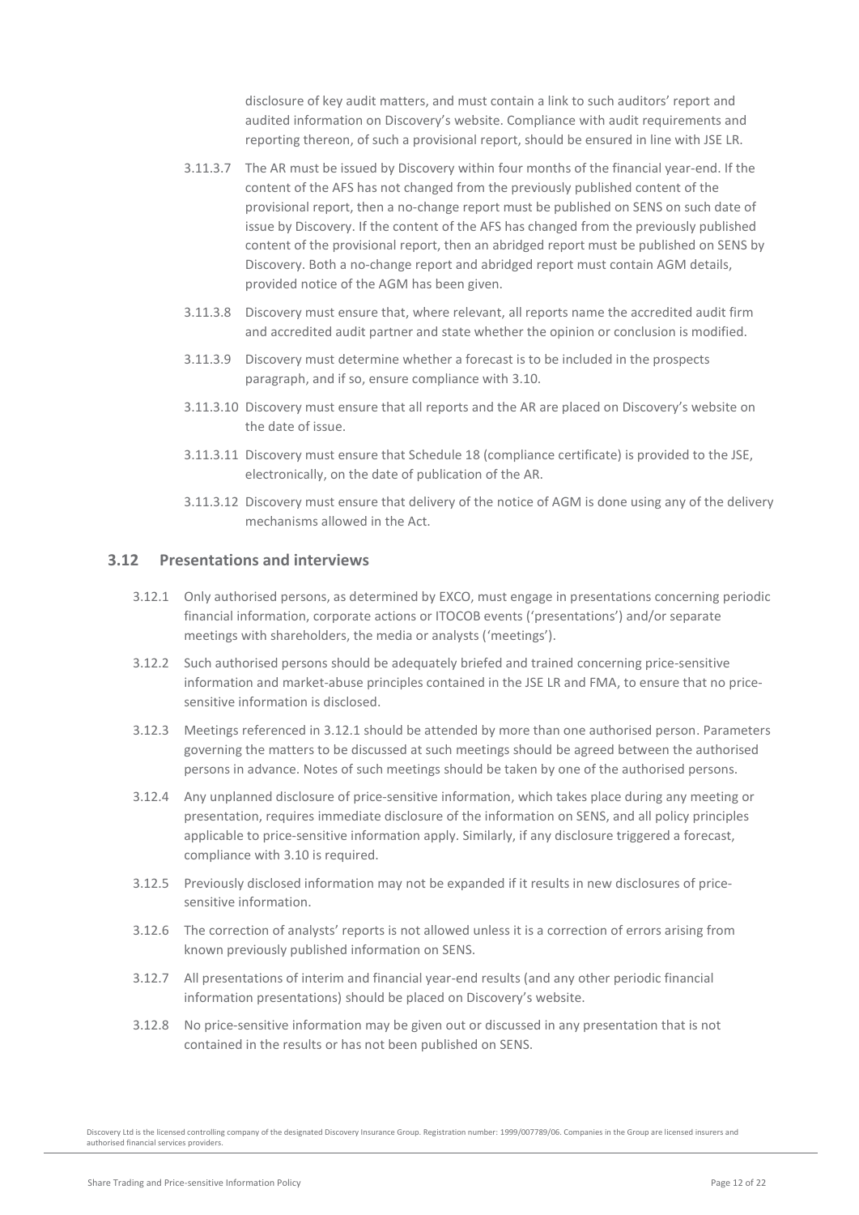disclosure of key audit matters, and must contain a link to such auditors' report and audited information on Discovery's website. Compliance with audit requirements and reporting thereon, of such a provisional report, should be ensured in line with JSE LR.

3.11.3.7 The AR must be issued by Discovery within four months of the financial year-end. If the content of the AFS has not changed from the previously published content of the provisional report, then a no-change report must be published on SENS on such date of issue by Discovery. If the content of the AFS has changed from the previously published content of the provisional report, then an abridged report must be published on SENS by Discovery. Both a no-change report and abridged report must contain AGM details, provided notice of the AGM has been given.

3.11.3.8 Discovery must ensure that, where relevant, all reports name the accredited audit firm and accredited audit partner and state whether the opinion or conclusion is modified.

3.11.3.9 Discovery must determine whether a forecast is to be included in the prospects paragraph, and if so, ensure compliance with 3.10.

3.11.3.10 Discovery must ensure that all reports and the AR are placed on Discovery's website on the date of issue.

3.11.3.11 Discovery must ensure that Schedule 18 (compliance certificate) is provided to the JSE, electronically, on the date of publication of the AR.

3.11.3.12 Discovery must ensure that delivery of the notice of AGM is done using any of the delivery mechanisms allowed in the Act.

## 3.12 Presentations and interviews

3.12.1 Only authorised persons, as determined by EXCO, must engage in presentations concerning periodic financial information, corporate actions or ITOCOB events ('presentations') and/or separate meetings with shareholders, the media or analysts ('meetings').

3.12.2 Such authorised persons should be adequately briefed and trained concerning price-sensitive information and market-abuse principles contained in the JSE LR and FMA, to ensure that no price-sensitive information is disclosed.

3.12.3 Meetings referenced in 3.12.1 should be attended by more than one authorised person. Parameters governing the matters to be discussed at such meetings should be agreed between the authorised persons in advance. Notes of such meetings should be taken by one of the authorised persons.

3.12.4 Any unplanned disclosure of price-sensitive information, which takes place during any meeting or presentation, requires immediate disclosure of the information on SENS, and all policy principles applicable to price-sensitive information apply. Similarly, if any disclosure triggered a forecast, compliance with 3.10 is required.

3.12.5 Previously disclosed information may not be expanded if it results in new disclosures of price-sensitive information.

3.12.6 The correction of analysts' reports is not allowed unless it is a correction of errors arising from known previously published information on SENS.

3.12.7 All presentations of interim and financial year-end results (and any other periodic financial information presentations) should be placed on Discovery's website.

3.12.8 No price-sensitive information may be given out or discussed in any presentation that is not contained in the results or has not been published on SENS.

Discovery Ltd is the licensed controlling company of the designated Discovery Insurance Group. Registration number: 1999/007789/06. Companies in the Group are licensed insurers and authorised financial services providers.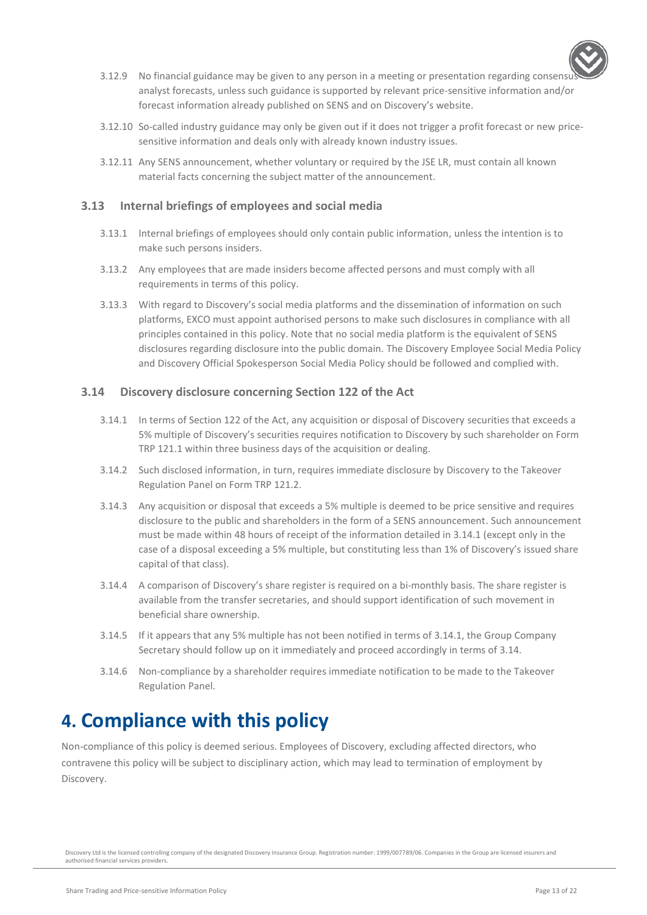3.12.9 No financial guidance may be given to any person in a meeting or presentation regarding consensus analyst forecasts, unless such guidance is supported by relevant price-sensitive information and/or forecast information already published on SENS and on Discovery's website.

3.12.10 So-called industry guidance may only be given out if it does not trigger a profit forecast or new price-sensitive information and deals only with already known industry issues.

3.12.11 Any SENS announcement, whether voluntary or required by the JSE LR, must contain all known material facts concerning the subject matter of the announcement.

### 3.13 Internal briefings of employees and social media

3.13.1 Internal briefings of employees should only contain public information, unless the intention is to make such persons insiders.

3.13.2 Any employees that are made insiders become affected persons and must comply with all requirements in terms of this policy.

3.13.3 With regard to Discovery's social media platforms and the dissemination of information on such platforms, EXCO must appoint authorised persons to make such disclosures in compliance with all principles contained in this policy. Note that no social media platform is the equivalent of SENS disclosures regarding disclosure into the public domain. The Discovery Employee Social Media Policy and Discovery Official Spokesperson Social Media Policy should be followed and complied with.

### 3.14 Discovery disclosure concerning Section 122 of the Act

3.14.1 In terms of Section 122 of the Act, any acquisition or disposal of Discovery securities that exceeds a 5% multiple of Discovery's securities requires notification to Discovery by such shareholder on Form TRP 121.1 within three business days of the acquisition or dealing.

3.14.2 Such disclosed information, in turn, requires immediate disclosure by Discovery to the Takeover Regulation Panel on Form TRP 121.2.

3.14.3 Any acquisition or disposal that exceeds a 5% multiple is deemed to be price sensitive and requires disclosure to the public and shareholders in the form of a SENS announcement. Such announcement must be made within 48 hours of receipt of the information detailed in 3.14.1 (except only in the case of a disposal exceeding a 5% multiple, but constituting less than 1% of Discovery's issued share capital of that class).

3.14.4 A comparison of Discovery's share register is required on a bi-monthly basis. The share register is available from the transfer secretaries, and should support identification of such movement in beneficial share ownership.

3.14.5 If it appears that any 5% multiple has not been notified in terms of 3.14.1, the Group Company Secretary should follow up on it immediately and proceed accordingly in terms of 3.14.

3.14.6 Non-compliance by a shareholder requires immediate notification to be made to the Takeover Regulation Panel.

# 4. Compliance with this policy

Non-compliance of this policy is deemed serious. Employees of Discovery, excluding affected directors, who contravene this policy will be subject to disciplinary action, which may lead to termination of employment by Discovery.

Discovery Ltd is the licensed controlling company of the designated Discovery Insurance Group. Registration number: 1999/007789/06. Companies in the Group are licensed insurers and authorised financial services providers.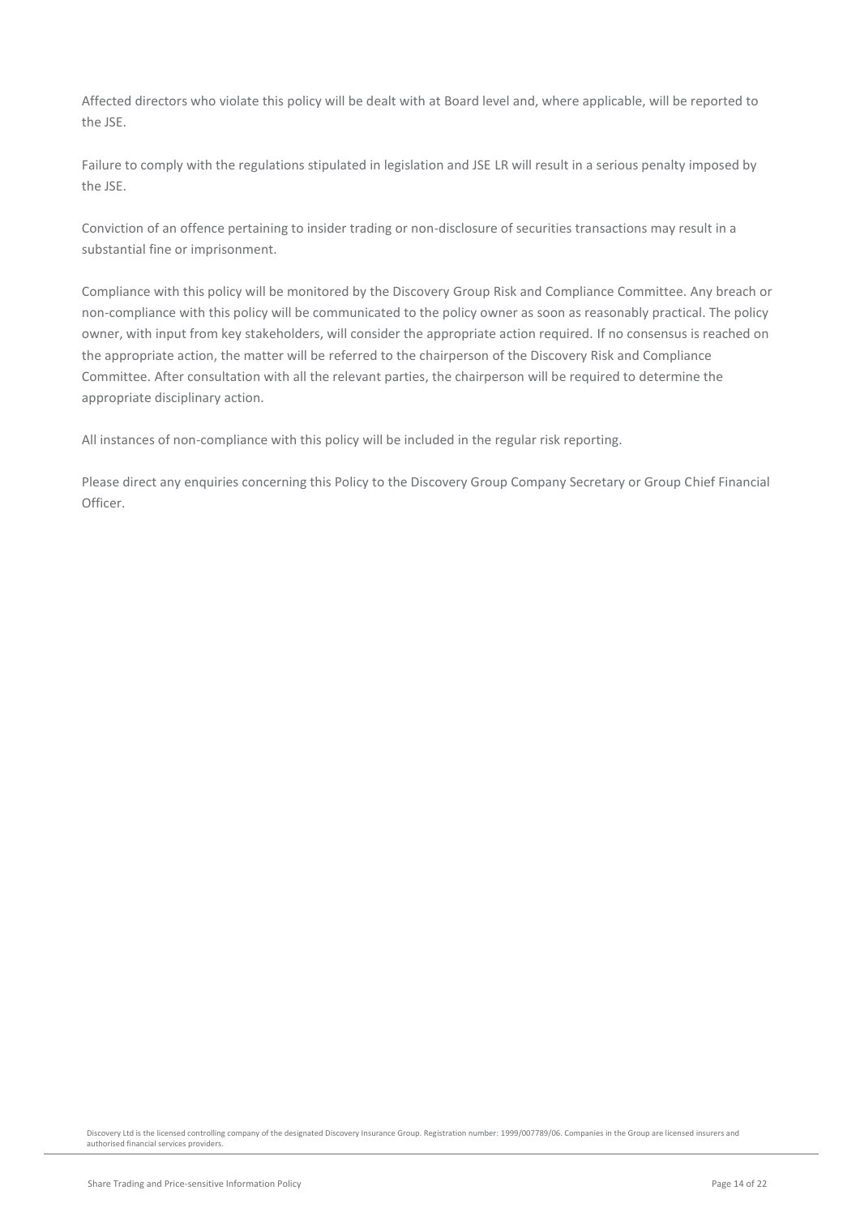Affected directors who violate this policy will be dealt with at Board level and, where applicable, will be reported to the JSE.

Failure to comply with the regulations stipulated in legislation and JSE LR will result in a serious penalty imposed by the JSE.

Conviction of an offence pertaining to insider trading or non-disclosure of securities transactions may result in a substantial fine or imprisonment.

Compliance with this policy will be monitored by the Discovery Group Risk and Compliance Committee. Any breach or non-compliance with this policy will be communicated to the policy owner as soon as reasonably practical. The policy owner, with input from key stakeholders, will consider the appropriate action required. If no consensus is reached on the appropriate action, the matter will be referred to the chairperson of the Discovery Risk and Compliance Committee. After consultation with all the relevant parties, the chairperson will be required to determine the appropriate disciplinary action.

All instances of non-compliance with this policy will be included in the regular risk reporting.

Please direct any enquiries concerning this Policy to the Discovery Group Company Secretary or Group Chief Financial Officer.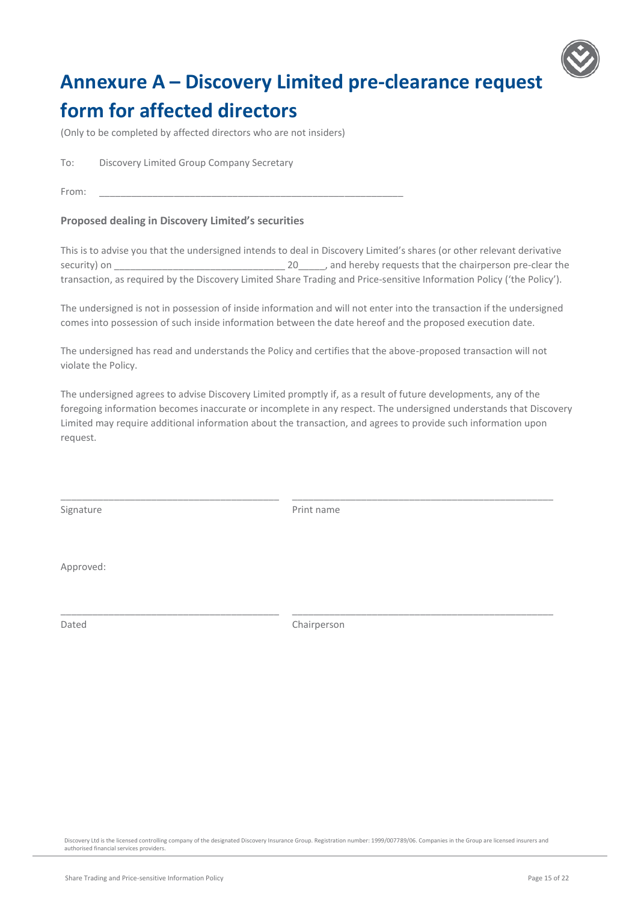# Annexure A – Discovery Limited pre-clearance request form for affected directors

(Only to be completed by affected directors who are not insiders)

To: Discovery Limited Group Company Secretary

From: ____________________________________________________________

**Proposed dealing in Discovery Limited's securities**

This is to advise you that the undersigned intends to deal in Discovery Limited's shares (or other relevant derivative security) on _________________________________ 20_____, and hereby requests that the chairperson pre-clear the transaction, as required by the Discovery Limited Share Trading and Price-sensitive Information Policy ('the Policy').

The undersigned is not in possession of inside information and will not enter into the transaction if the undersigned comes into possession of such inside information between the date hereof and the proposed execution date.

The undersigned has read and understands the Policy and certifies that the above-proposed transaction will not violate the Policy.

The undersigned agrees to advise Discovery Limited promptly if, as a result of future developments, any of the foregoing information becomes inaccurate or incomplete in any respect. The undersigned understands that Discovery Limited may require additional information about the transaction, and agrees to provide such information upon request.

__________________________________________ __________________________________________________

Signature Print name

Approved:

__________________________________________ __________________________________________________

Dated Chairperson

Discovery Ltd is the licensed controlling company of the designated Discovery Insurance Group. Registration number: 1999/007789/06. Companies in the Group are licensed insurers and authorised financial services providers.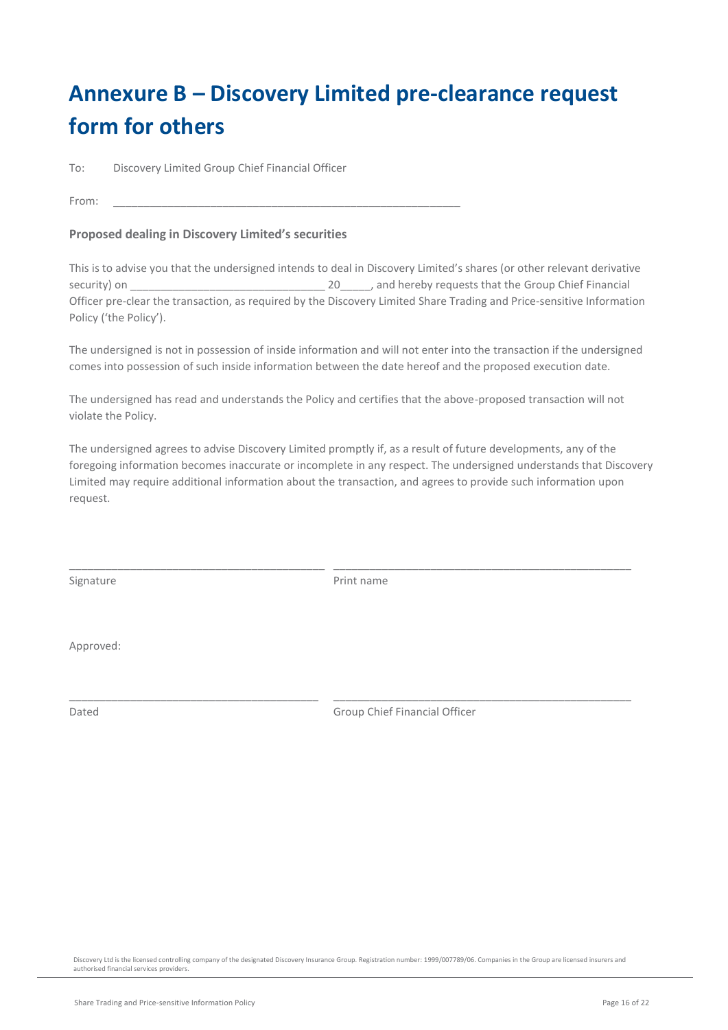# Annexure B – Discovery Limited pre-clearance request form for others

To: Discovery Limited Group Chief Financial Officer

From: ___________________________________________________________

**Proposed dealing in Discovery Limited's securities**

This is to advise you that the undersigned intends to deal in Discovery Limited's shares (or other relevant derivative security) on ________________________________ 20_____, and hereby requests that the Group Chief Financial Officer pre-clear the transaction, as required by the Discovery Limited Share Trading and Price-sensitive Information Policy ('the Policy').

The undersigned is not in possession of inside information and will not enter into the transaction if the undersigned comes into possession of such inside information between the date hereof and the proposed execution date.

The undersigned has read and understands the Policy and certifies that the above-proposed transaction will not violate the Policy.

The undersigned agrees to advise Discovery Limited promptly if, as a result of future developments, any of the foregoing information becomes inaccurate or incomplete in any respect. The undersigned understands that Discovery Limited may require additional information about the transaction, and agrees to provide such information upon request.

__________________________________________ __________________________________________________

Signature Print name

Approved:

__________________________________________ __________________________________________________

Dated Group Chief Financial Officer

Discovery Ltd is the licensed controlling company of the designated Discovery Insurance Group. Registration number: 1999/007789/06. Companies in the Group are licensed insurers and authorised financial services providers.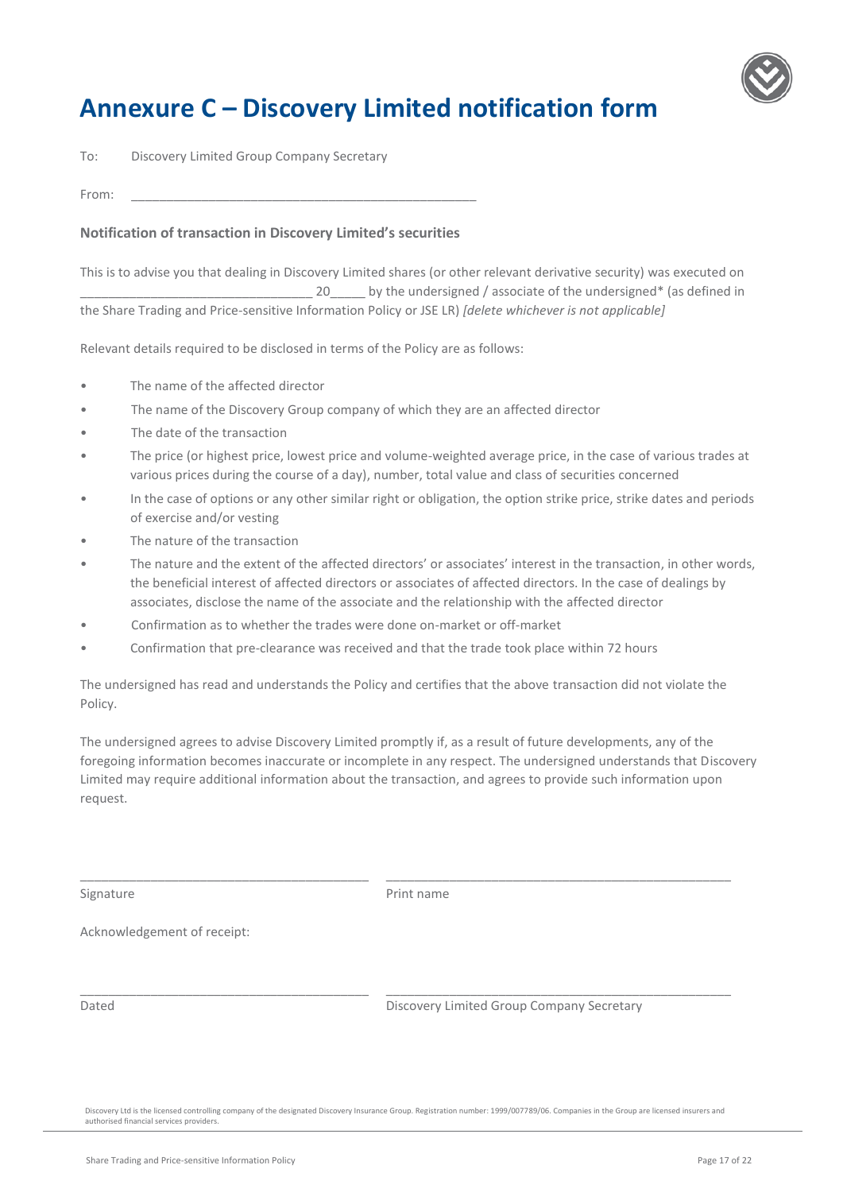# Annexure C – Discovery Limited notification form

To: Discovery Limited Group Company Secretary

From: ___________________________________________________

### Notification of transaction in Discovery Limited's securities

This is to advise you that dealing in Discovery Limited shares (or other relevant derivative security) was executed on _________________________________ 20_____ by the undersigned / associate of the undersigned* (as defined in the Share Trading and Price-sensitive Information Policy or JSE LR) *[delete whichever is not applicable]*

Relevant details required to be disclosed in terms of the Policy are as follows:

- The name of the affected director
- The name of the Discovery Group company of which they are an affected director
- The date of the transaction
- The price (or highest price, lowest price and volume-weighted average price, in the case of various trades at various prices during the course of a day), number, total value and class of securities concerned
- In the case of options or any other similar right or obligation, the option strike price, strike dates and periods of exercise and/or vesting
- The nature of the transaction
- The nature and the extent of the affected directors' or associates' interest in the transaction, in other words, the beneficial interest of affected directors or associates of affected directors. In the case of dealings by associates, disclose the name of the associate and the relationship with the affected director
- Confirmation as to whether the trades were done on-market or off-market
- Confirmation that pre-clearance was received and that the trade took place within 72 hours

The undersigned has read and understands the Policy and certifies that the above transaction did not violate the Policy.

The undersigned agrees to advise Discovery Limited promptly if, as a result of future developments, any of the foregoing information becomes inaccurate or incomplete in any respect. The undersigned understands that Discovery Limited may require additional information about the transaction, and agrees to provide such information upon request.

_________________________________________ _________________________________________

Signature Print name

Acknowledgement of receipt:

_________________________________________ _________________________________________

Dated Discovery Limited Group Company Secretary

Discovery Ltd is the licensed controlling company of the designated Discovery Insurance Group. Registration number: 1999/007789/06. Companies in the Group are licensed insurers and authorised financial services providers.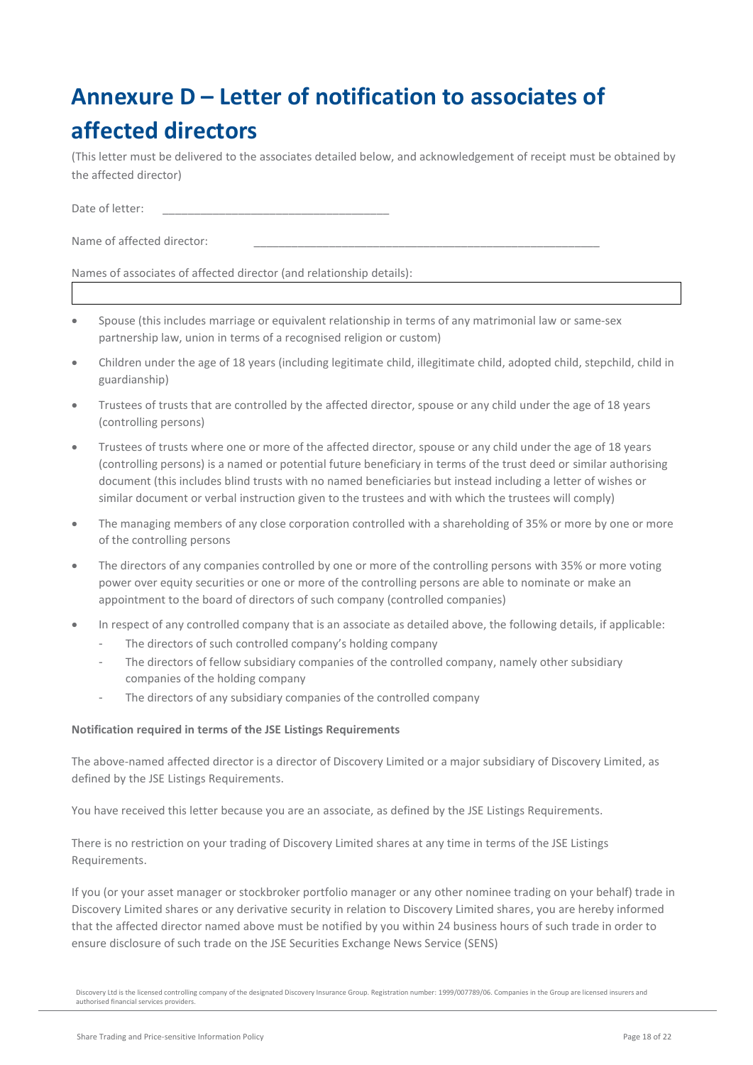# Annexure D – Letter of notification to associates of affected directors

(This letter must be delivered to the associates detailed below, and acknowledgement of receipt must be obtained by the affected director)

Date of letter: ____________________________________

Name of affected director: ________________________________________________________

Names of associates of affected director (and relationship details):

- Spouse (this includes marriage or equivalent relationship in terms of any matrimonial law or same-sex partnership law, union in terms of a recognised religion or custom)
- Children under the age of 18 years (including legitimate child, illegitimate child, adopted child, stepchild, child in guardianship)
- Trustees of trusts that are controlled by the affected director, spouse or any child under the age of 18 years (controlling persons)
- Trustees of trusts where one or more of the affected director, spouse or any child under the age of 18 years (controlling persons) is a named or potential future beneficiary in terms of the trust deed or similar authorising document (this includes blind trusts with no named beneficiaries but instead including a letter of wishes or similar document or verbal instruction given to the trustees and with which the trustees will comply)
- The managing members of any close corporation controlled with a shareholding of 35% or more by one or more of the controlling persons
- The directors of any companies controlled by one or more of the controlling persons with 35% or more voting power over equity securities or one or more of the controlling persons are able to nominate or make an appointment to the board of directors of such company (controlled companies)
- In respect of any controlled company that is an associate as detailed above, the following details, if applicable:
  - The directors of such controlled company's holding company
  - The directors of fellow subsidiary companies of the controlled company, namely other subsidiary companies of the holding company
  - The directors of any subsidiary companies of the controlled company

**Notification required in terms of the JSE Listings Requirements**

The above-named affected director is a director of Discovery Limited or a major subsidiary of Discovery Limited, as defined by the JSE Listings Requirements.

You have received this letter because you are an associate, as defined by the JSE Listings Requirements.

There is no restriction on your trading of Discovery Limited shares at any time in terms of the JSE Listings Requirements.

If you (or your asset manager or stockbroker portfolio manager or any other nominee trading on your behalf) trade in Discovery Limited shares or any derivative security in relation to Discovery Limited shares, you are hereby informed that the affected director named above must be notified by you within 24 business hours of such trade in order to ensure disclosure of such trade on the JSE Securities Exchange News Service (SENS)

Discovery Ltd is the licensed controlling company of the designated Discovery Insurance Group. Registration number: 1999/007789/06. Companies in the Group are licensed insurers and authorised financial services providers.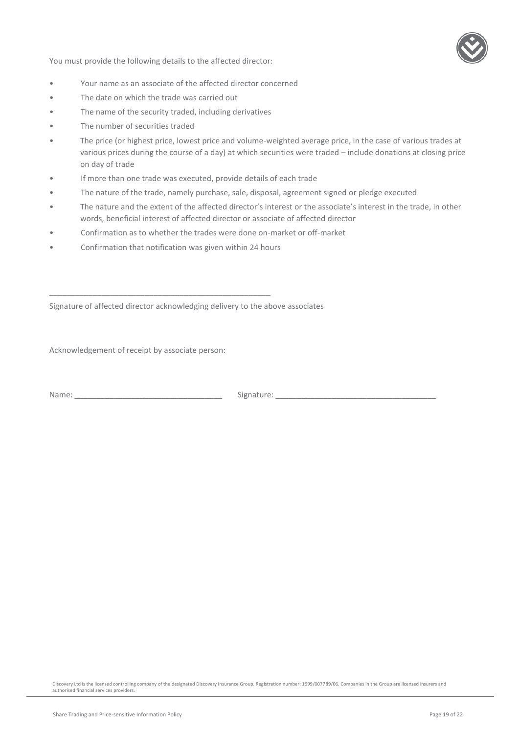You must provide the following details to the affected director:

- Your name as an associate of the affected director concerned
- The date on which the trade was carried out
- The name of the security traded, including derivatives
- The number of securities traded
- The price (or highest price, lowest price and volume-weighted average price, in the case of various trades at various prices during the course of a day) at which securities were traded – include donations at closing price on day of trade
- If more than one trade was executed, provide details of each trade
- The nature of the trade, namely purchase, sale, disposal, agreement signed or pledge executed
- The nature and the extent of the affected director's interest or the associate's interest in the trade, in other words, beneficial interest of affected director or associate of affected director
- Confirmation as to whether the trades were done on-market or off-market
- Confirmation that notification was given within 24 hours

_____________________________________________________

Signature of affected director acknowledging delivery to the above associates

Acknowledgement of receipt by associate person:

Name: __________________________________ Signature: _____________________________________

Discovery Ltd is the licensed controlling company of the designated Discovery Insurance Group. Registration number: 1999/007789/06. Companies in the Group are licensed insurers and authorised financial services providers.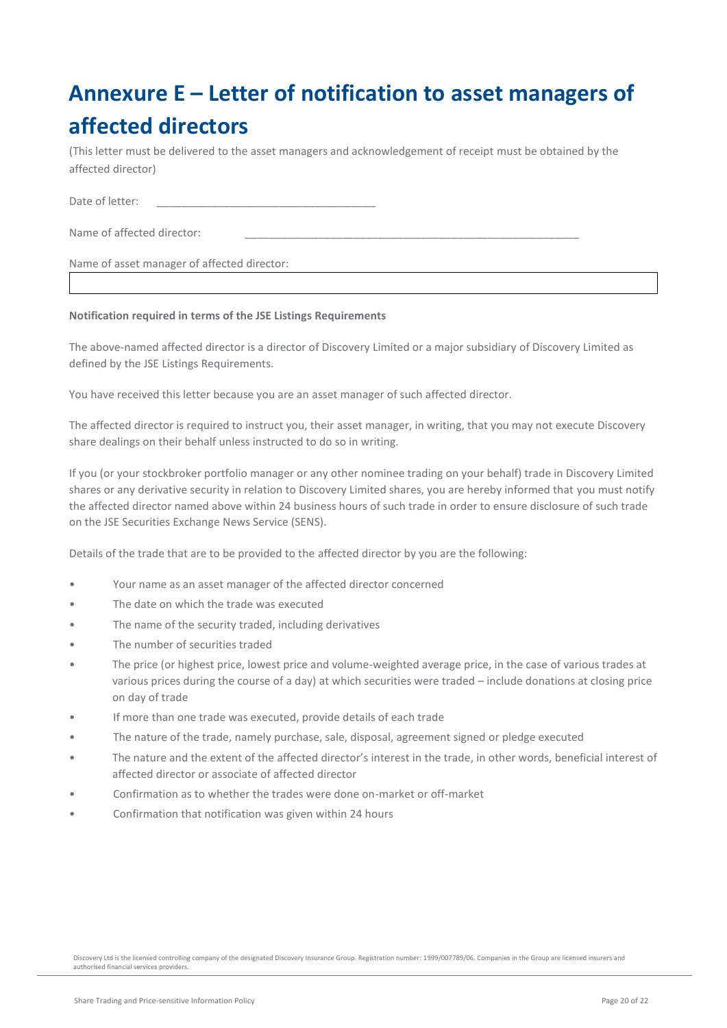# Annexure E – Letter of notification to asset managers of affected directors

(This letter must be delivered to the asset managers and acknowledgement of receipt must be obtained by the affected director)

Date of letter: ___________________________________

Name of affected director: _____________________________________________________

Name of asset manager of affected director:

| |
|---|
| |

**Notification required in terms of the JSE Listings Requirements**

The above-named affected director is a director of Discovery Limited or a major subsidiary of Discovery Limited as defined by the JSE Listings Requirements.

You have received this letter because you are an asset manager of such affected director.

The affected director is required to instruct you, their asset manager, in writing, that you may not execute Discovery share dealings on their behalf unless instructed to do so in writing.

If you (or your stockbroker portfolio manager or any other nominee trading on your behalf) trade in Discovery Limited shares or any derivative security in relation to Discovery Limited shares, you are hereby informed that you must notify the affected director named above within 24 business hours of such trade in order to ensure disclosure of such trade on the JSE Securities Exchange News Service (SENS).

Details of the trade that are to be provided to the affected director by you are the following:

- Your name as an asset manager of the affected director concerned
- The date on which the trade was executed
- The name of the security traded, including derivatives
- The number of securities traded
- The price (or highest price, lowest price and volume-weighted average price, in the case of various trades at various prices during the course of a day) at which securities were traded – include donations at closing price on day of trade
- If more than one trade was executed, provide details of each trade
- The nature of the trade, namely purchase, sale, disposal, agreement signed or pledge executed
- The nature and the extent of the affected director's interest in the trade, in other words, beneficial interest of affected director or associate of affected director
- Confirmation as to whether the trades were done on-market or off-market
- Confirmation that notification was given within 24 hours

Discovery Ltd is the licensed controlling company of the designated Discovery Insurance Group. Registration number: 1999/007789/06. Companies in the Group are licensed insurers and authorised financial services providers.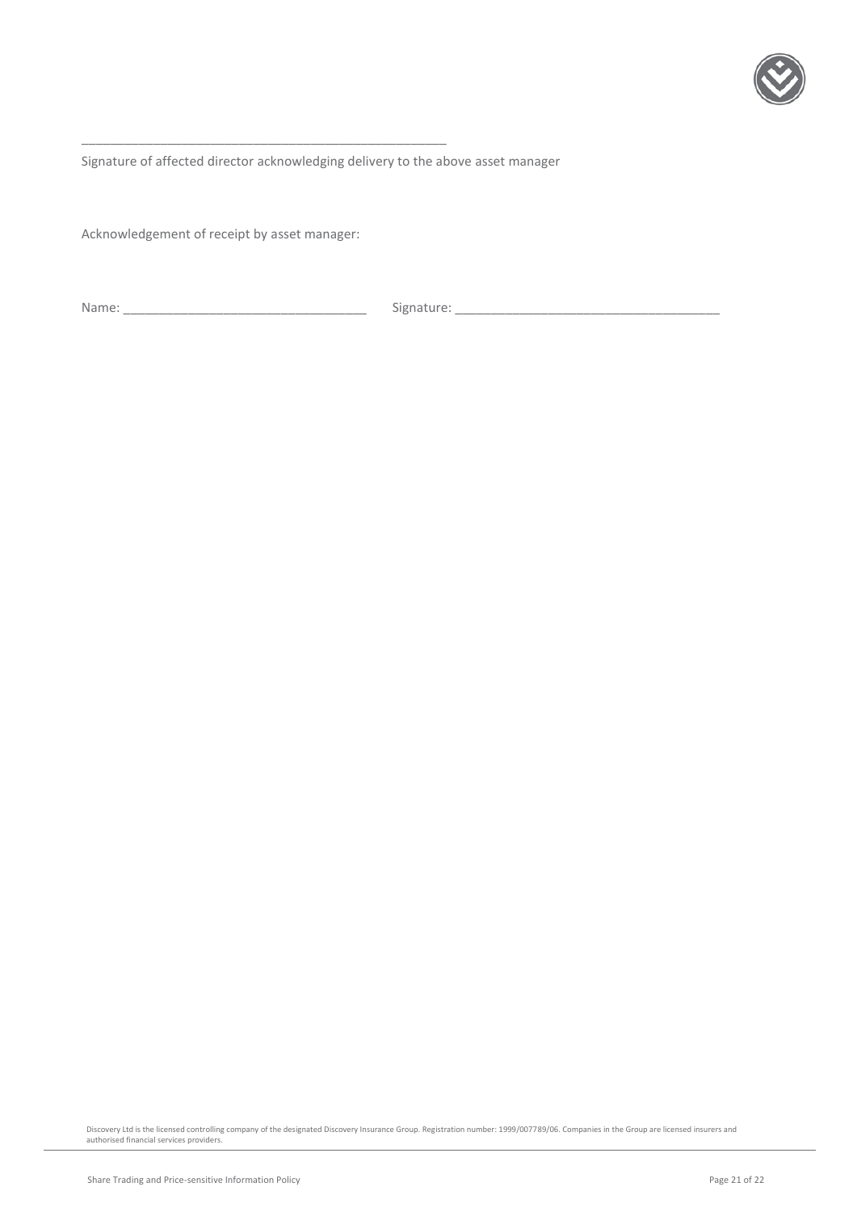\_\_\_\_\_\_\_\_\_\_\_\_\_\_\_\_\_\_\_\_\_\_\_\_\_\_\_\_\_\_\_\_\_\_\_\_\_\_\_\_\_\_\_\_\_\_\_\_

Signature of affected director acknowledging delivery to the above asset manager

Acknowledgement of receipt by asset manager:

Name: \_\_\_\_\_\_\_\_\_\_\_\_\_\_\_\_\_\_\_\_\_\_\_\_\_\_\_\_\_\_\_\_\_ Signature: \_\_\_\_\_\_\_\_\_\_\_\_\_\_\_\_\_\_\_\_\_\_\_\_\_\_\_\_\_\_\_\_\_\_\_\_\_

Discovery Ltd is the licensed controlling company of the designated Discovery Insurance Group. Registration number: 1999/007789/06. Companies in the Group are licensed insurers and authorised financial services providers.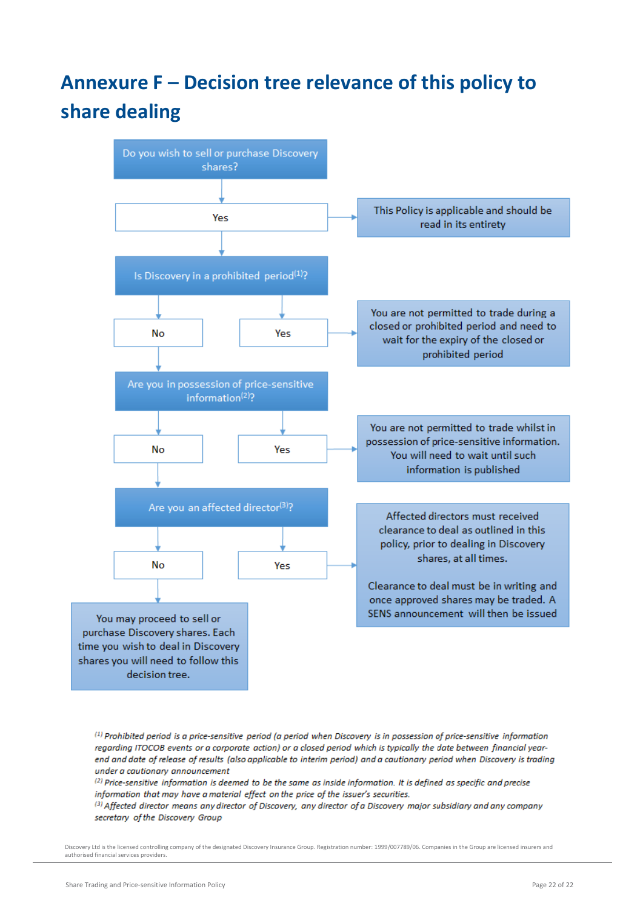# Annexure F – Decision tree relevance of this policy to share dealing

Do you wish to sell or purchase Discovery shares?

Yes

This Policy is applicable and should be read in its entirety

Is Discovery in a prohibited period[1]?

No

Yes

You are not permitted to trade during a closed or prohibited period and need to wait for the expiry of the closed or prohibited period

Are you in possession of price-sensitive information[2]?

No

Yes

You are not permitted to trade whilst in possession of price-sensitive information. You will need to wait until such information is published

Are you an affected director[3]?

No

Yes

Affected directors must received clearance to deal as outlined in this policy, prior to dealing in Discovery shares, at all times.

Clearance to deal must be in writing and once approved shares may be traded. A SENS announcement will then be issued

You may proceed to sell or purchase Discovery shares. Each time you wish to deal in Discovery shares you will need to follow this decision tree.

*[1] Prohibited period is a price-sensitive period (a period when Discovery is in possession of price-sensitive information regarding ITOCOB events or a corporate action) or a closed period which is typically the date between financial year-end and date of release of results (also applicable to interim period) and a cautionary period when Discovery is trading under a cautionary announcement*

*[2] Price-sensitive information is deemed to be the same as inside information. It is defined as specific and precise information that may have a material effect on the price of the issuer's securities.*

*[3] Affected director means any director of Discovery, any director of a Discovery major subsidiary and any company secretary of the Discovery Group*

Discovery Ltd is the licensed controlling company of the designated Discovery Insurance Group. Registration number: 1999/007789/06. Companies in the Group are licensed insurers and authorised financial services providers.